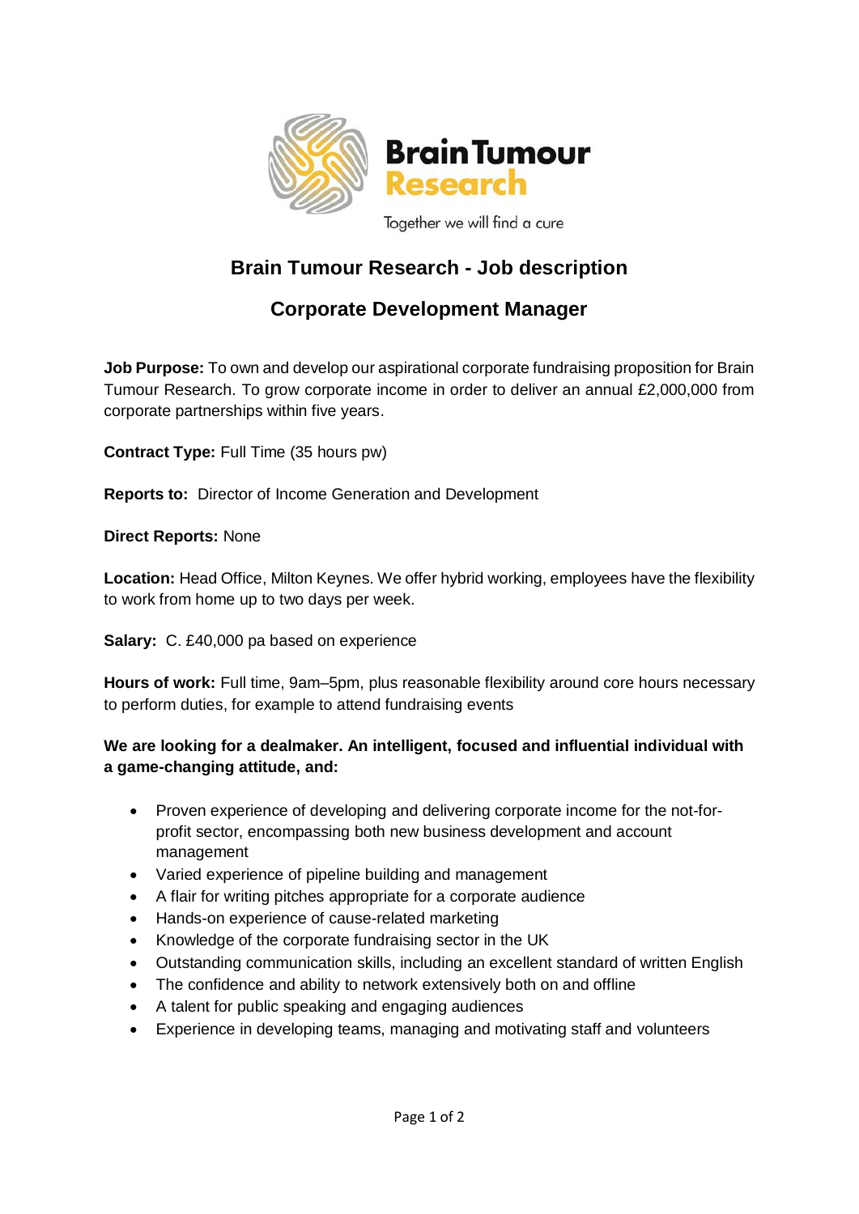Brain Tumour Research

Together we will find a cure

# Brain Tumour Research - Job description

## Corporate Development Manager

**Job Purpose:** To own and develop our aspirational corporate fundraising proposition for Brain Tumour Research. To grow corporate income in order to deliver an annual £2,000,000 from corporate partnerships within five years.

**Contract Type:** Full Time (35 hours pw)

**Reports to:** Director of Income Generation and Development

**Direct Reports:** None

**Location:** Head Office, Milton Keynes. We offer hybrid working, employees have the flexibility to work from home up to two days per week.

**Salary:** C. £40,000 pa based on experience

**Hours of work:** Full time, 9am–5pm, plus reasonable flexibility around core hours necessary to perform duties, for example to attend fundraising events

**We are looking for a dealmaker. An intelligent, focused and influential individual with a game-changing attitude, and:**

- Proven experience of developing and delivering corporate income for the not-for-profit sector, encompassing both new business development and account management
- Varied experience of pipeline building and management
- A flair for writing pitches appropriate for a corporate audience
- Hands-on experience of cause-related marketing
- Knowledge of the corporate fundraising sector in the UK
- Outstanding communication skills, including an excellent standard of written English
- The confidence and ability to network extensively both on and offline
- A talent for public speaking and engaging audiences
- Experience in developing teams, managing and motivating staff and volunteers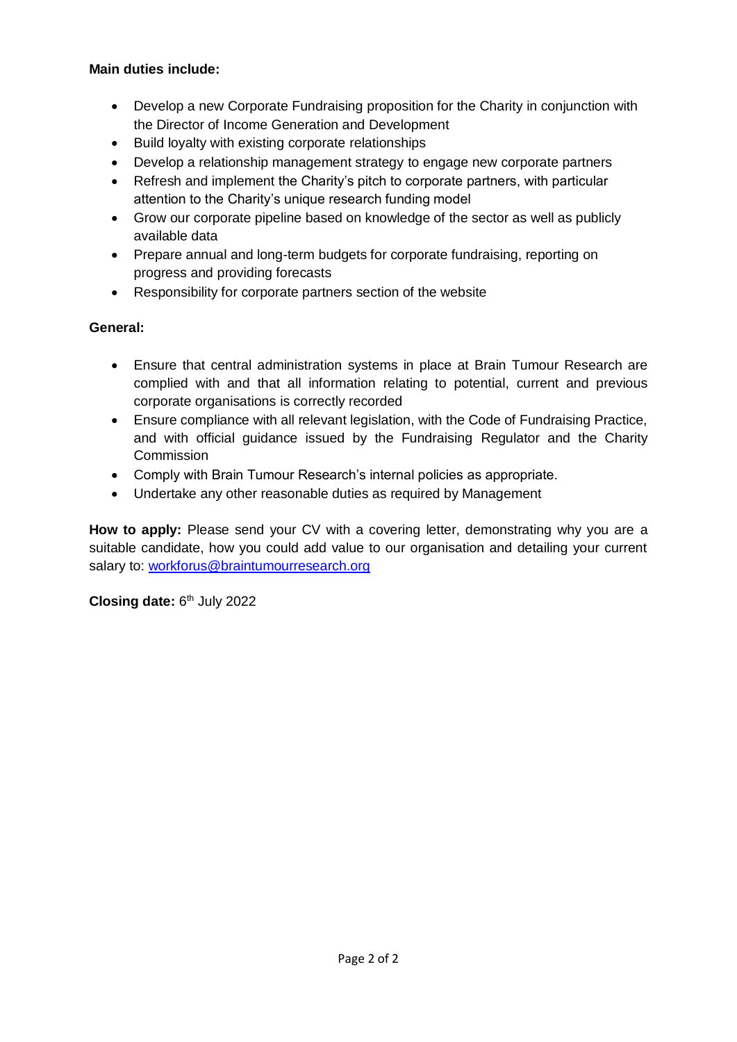**Main duties include:**

- Develop a new Corporate Fundraising proposition for the Charity in conjunction with the Director of Income Generation and Development
- Build loyalty with existing corporate relationships
- Develop a relationship management strategy to engage new corporate partners
- Refresh and implement the Charity's pitch to corporate partners, with particular attention to the Charity's unique research funding model
- Grow our corporate pipeline based on knowledge of the sector as well as publicly available data
- Prepare annual and long-term budgets for corporate fundraising, reporting on progress and providing forecasts
- Responsibility for corporate partners section of the website

**General:**

- Ensure that central administration systems in place at Brain Tumour Research are complied with and that all information relating to potential, current and previous corporate organisations is correctly recorded
- Ensure compliance with all relevant legislation, with the Code of Fundraising Practice, and with official guidance issued by the Fundraising Regulator and the Charity Commission
- Comply with Brain Tumour Research's internal policies as appropriate.
- Undertake any other reasonable duties as required by Management

**How to apply:** Please send your CV with a covering letter, demonstrating why you are a suitable candidate, how you could add value to our organisation and detailing your current salary to: workforus@braintumourresearch.org

**Closing date:** 6th July 2022